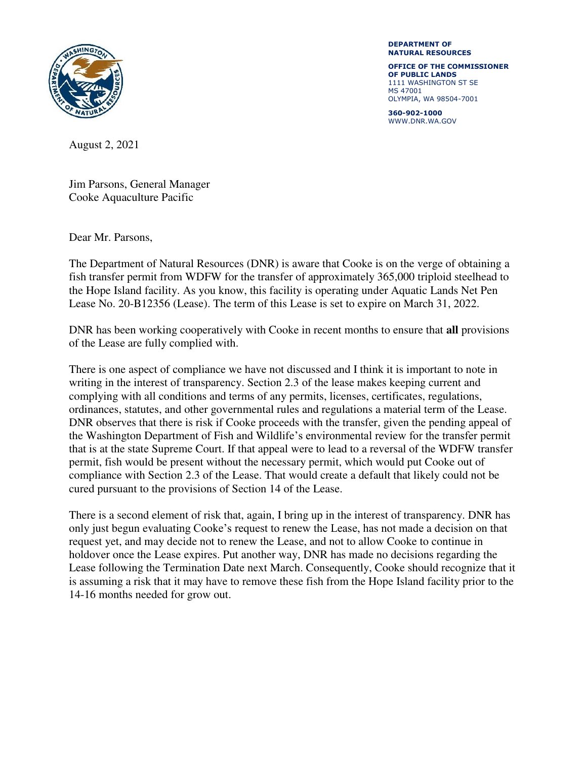**DEPARTMENT OF NATURAL RESOURCES**

**OFFICE OF THE COMMISSIONER OF PUBLIC LANDS**
1111 WASHINGTON ST SE
MS 47001
OLYMPIA, WA 98504-7001

**360-902-1000**
WWW.DNR.WA.GOV

August 2, 2021

Jim Parsons, General Manager
Cooke Aquaculture Pacific

Dear Mr. Parsons,

The Department of Natural Resources (DNR) is aware that Cooke is on the verge of obtaining a fish transfer permit from WDFW for the transfer of approximately 365,000 triploid steelhead to the Hope Island facility. As you know, this facility is operating under Aquatic Lands Net Pen Lease No. 20-B12356 (Lease). The term of this Lease is set to expire on March 31, 2022.

DNR has been working cooperatively with Cooke in recent months to ensure that **all** provisions of the Lease are fully complied with.

There is one aspect of compliance we have not discussed and I think it is important to note in writing in the interest of transparency. Section 2.3 of the lease makes keeping current and complying with all conditions and terms of any permits, licenses, certificates, regulations, ordinances, statutes, and other governmental rules and regulations a material term of the Lease. DNR observes that there is risk if Cooke proceeds with the transfer, given the pending appeal of the Washington Department of Fish and Wildlife's environmental review for the transfer permit that is at the state Supreme Court. If that appeal were to lead to a reversal of the WDFW transfer permit, fish would be present without the necessary permit, which would put Cooke out of compliance with Section 2.3 of the Lease. That would create a default that likely could not be cured pursuant to the provisions of Section 14 of the Lease.

There is a second element of risk that, again, I bring up in the interest of transparency. DNR has only just begun evaluating Cooke's request to renew the Lease, has not made a decision on that request yet, and may decide not to renew the Lease, and not to allow Cooke to continue in holdover once the Lease expires. Put another way, DNR has made no decisions regarding the Lease following the Termination Date next March. Consequently, Cooke should recognize that it is assuming a risk that it may have to remove these fish from the Hope Island facility prior to the 14-16 months needed for grow out.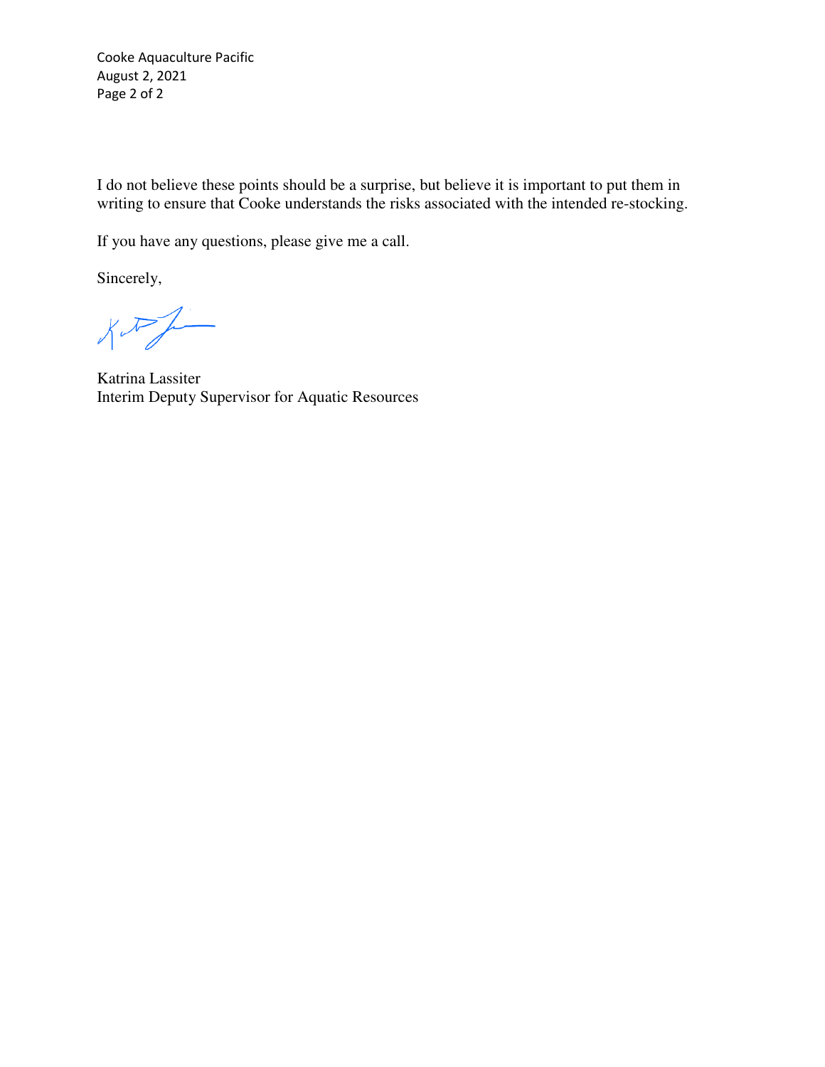I do not believe these points should be a surprise, but believe it is important to put them in writing to ensure that Cooke understands the risks associated with the intended re-stocking.

If you have any questions, please give me a call.

Sincerely,

Katrina Lassiter
Interim Deputy Supervisor for Aquatic Resources